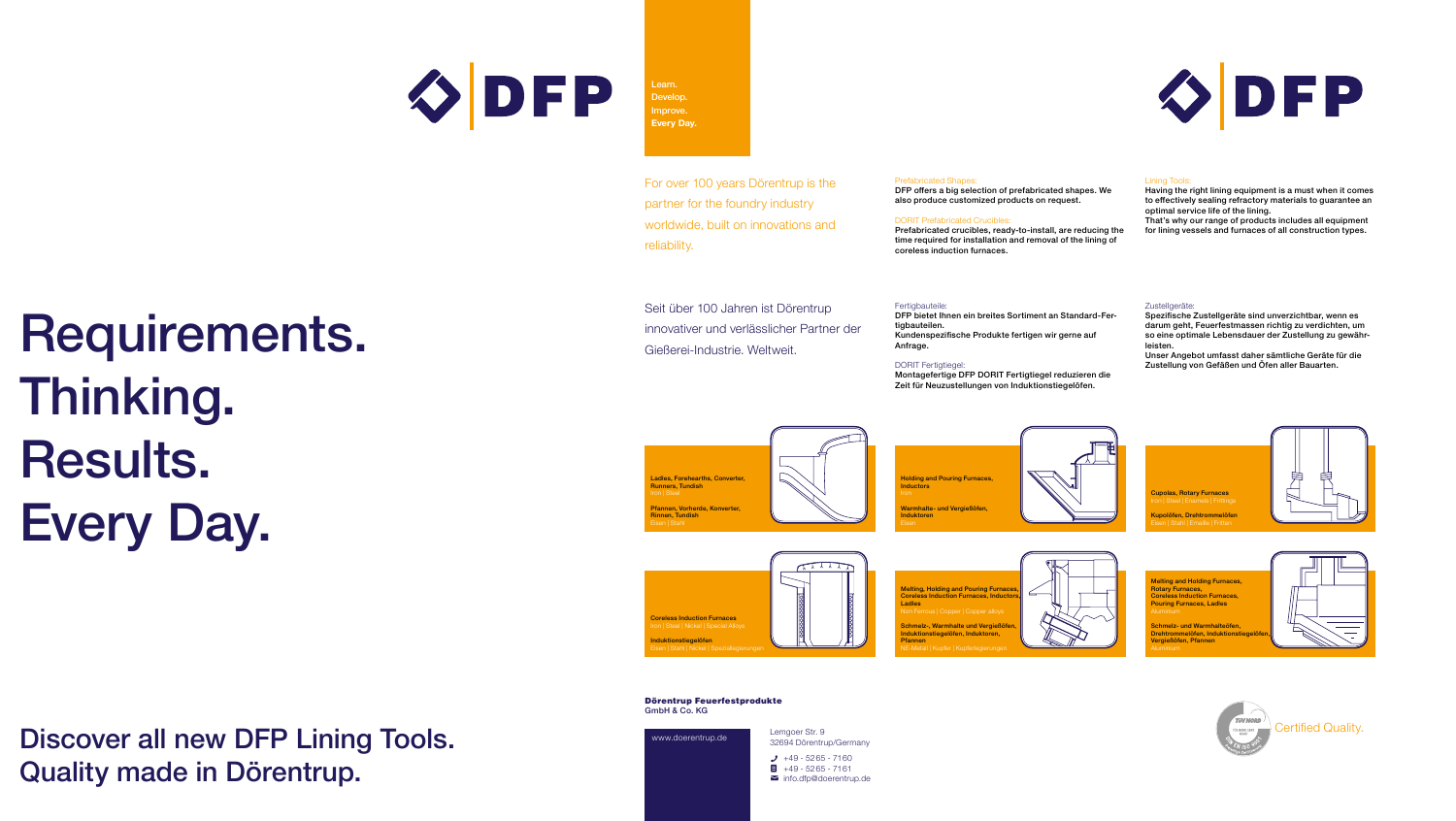DFP

Learn.
Develop.
Improve.
**Every Day.**

# Requirements. Thinking. Results. Every Day.

For over 100 years Dörentrup is the partner for the foundry industry worldwide, built on innovations and reliability.

Seit über 100 Jahren ist Dörentrup innovativer und verlässlicher Partner der Gießerei-Industrie. Weltweit.

Prefabricated Shapes:
**DFP offers a big selection of prefabricated shapes. We also produce customized products on request.**

DORIT Prefabricated Crucibles:
**Prefabricated crucibles, ready-to-install, are reducing the time required for installation and removal of the lining of coreless induction furnaces.**

Fertigbauteile:
**DFP bietet Ihnen ein breites Sortiment an Standard-Fertigbauteilen. Kundenspezifische Produkte fertigen wir gerne auf Anfrage.**

DORIT Fertigtiegel:
**Montagefertige DFP DORIT Fertigtiegel reduzieren die Zeit für Neuzustellungen von Induktionstiegelöfen.**

Lining Tools:
**Having the right lining equipment is a must when it comes to effectively sealing refractory materials to guarantee an optimal service life of the lining. That's why our range of products includes all equipment for lining vessels and furnaces of all construction types.**

Zustellgeräte:
**Spezifische Zustellgeräte sind unverzichtbar, wenn es darum geht, Feuerfestmassen richtig zu verdichten, um so eine optimale Lebensdauer der Zustellung zu gewährleisten. Unser Angebot umfasst daher sämtliche Geräte für die Zustellung von Gefäßen und Öfen aller Bauarten.**

**Ladles, Forehearths, Converter, Runners, Tundish**
Iron | Steel

**Pfannen, Vorherde, Konverter, Rinnen, Tundish**
Eisen | Stahl

**Holding and Pouring Furnaces, Inductors**
Iron

**Warmhalte- und Vergießöfen, Induktoren**
Eisen

**Cupolas, Rotary Furnaces**
Iron | Steel | Enamels | Frittings

**Kupolöfen, Drehtrommelöfen**
Eisen | Stahl | Emaille | Fritten

**Coreless Induction Furnaces**
Iron | Steel | Nickel | Special Alloys

**Induktionstiegelöfen**
Eisen | Stahl | Nickel | Spezialegierungen

**Melting, Holding and Pouring Furnaces, Coreless Induction Furnaces, Inductors, Ladles**
Non Ferrous | Copper | Copper alloys

**Schmelz-, Warmhalte und Vergießöfen, Induktionstiegelöfen, Induktoren, Pfannen**
NE-Metall | Kupfer | Kupferlegierungen

**Melting and Holding Furnaces, Rotary Furnaces, Coreless Induction Furnaces, Pouring Furnaces, Ladles**
Aluminium

**Schmelz- und Warmhalteöfen, Drehtrommelöfen, Induktionstiegelöfen, Vergießöfen, Pfannen**
Aluminium

## Discover all new DFP Lining Tools. Quality made in Dörentrup.

**Dörentrup Feuerfestprodukte**
GmbH & Co. KG

www.doerentrup.de

Lemgoer Str. 9
32694 Dörentrup/Germany

+49 - 5265 - 7160
+49 - 5265 - 7161
info.dfp@doerentrup.de

Certified Quality.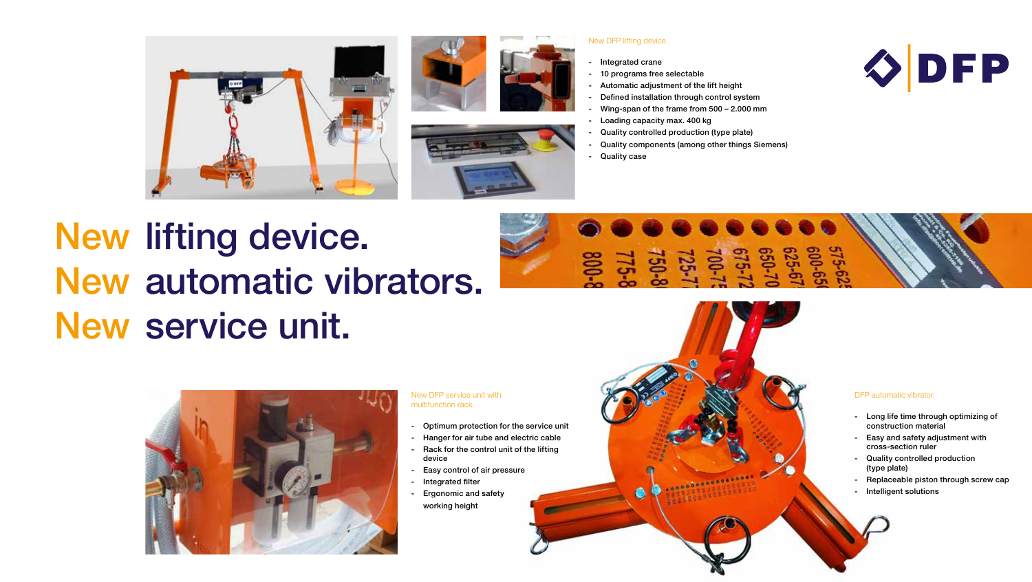# New lifting device.
# New automatic vibrators.
# New service unit.

New DFP lifting device.

- Integrated crane
- 10 programs free selectable
- Automatic adjustment of the lift height
- Defined installation through control system
- Wing-span of the frame from 500 – 2.000 mm
- Loading capacity max. 400 kg
- Quality controlled production (type plate)
- Quality components (among other things Siemens)
- Quality case

New DFP service unit with multifunction rack.

- Optimum protection for the service unit
- Hanger for air tube and electric cable
- Rack for the control unit of the lifting device
- Easy control of air pressure
- Integrated filter
- Ergonomic and safety working height

DFP automatic vibrator.

- Long life time through optimizing of construction material
- Easy and safety adjustment with cross-section ruler
- Quality controlled production (type plate)
- Replaceable piston through screw cap
- Intelligent solutions